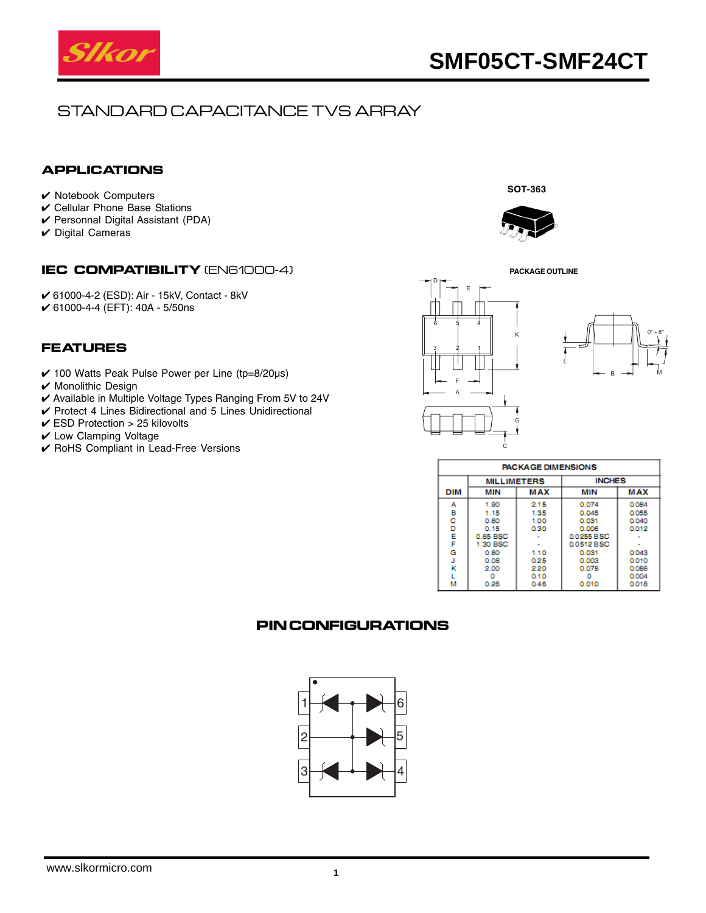# SMF05CT-SMF24CT

## STANDARD CAPACITANCE TVS ARRAY

### APPLICATIONS

- ✔ Notebook Computers
- ✔ Cellular Phone Base Stations
- ✔ Personnal Digital Assistant (PDA)
- ✔ Digital Cameras

### IEC COMPATIBILITY (EN61000-4)

- ✔ 61000-4-2 (ESD): Air - 15kV, Contact - 8kV
- ✔ 61000-4-4 (EFT): 40A - 5/50ns

### FEATURES

- ✔ 100 Watts Peak Pulse Power per Line (tp=8/20µs)
- ✔ Monolithic Design
- ✔ Available in Multiple Voltage Types Ranging From 5V to 24V
- ✔ Protect 4 Lines Bidirectional and 5 Lines Unidirectional
- ✔ ESD Protection > 25 kilovolts
- ✔ Low Clamping Voltage
- ✔ RoHS Compliant in Lead-Free Versions

**SOT-363**

**PACKAGE OUTLINE**

| PACKAGE DIMENSIONS | | | | |
|---|---|---|---|---|
| | MILLIMETERS | | INCHES | |
| DIM | MIN | MAX | MIN | MAX |
| A | 1.90 | 2.15 | 0.074 | 0.084 |
| B | 1.15 | 1.35 | 0.045 | 0.055 |
| C | 0.80 | 1.00 | 0.031 | 0.040 |
| D | 0.15 | 0.30 | 0.006 | 0.012 |
| E | 0.65 BSC | - | 0.0255 BSC | - |
| F | 1.30 BSC | - | 0.0512 BSC | - |
| G | 0.80 | 1.10 | 0.031 | 0.043 |
| J | 0.08 | 0.25 | 0.003 | 0.010 |
| K | 2.00 | 2.20 | 0.078 | 0.086 |
| L | 0 | 0.10 | 0 | 0.004 |
| M | 0.26 | 0.46 | 0.010 | 0.018 |

### PIN CONFIGURATIONS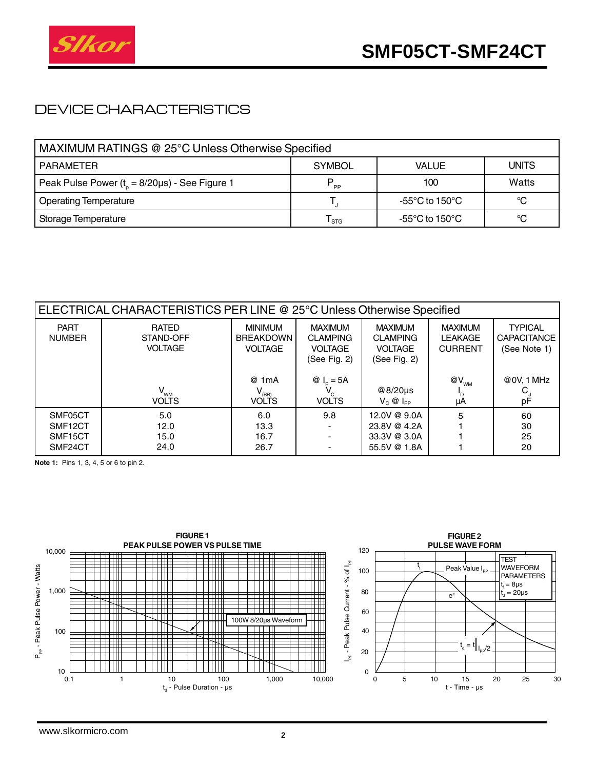## DEVICE CHARACTERISTICS

| MAXIMUM RATINGS @ 25°C Unless Otherwise Specified | | | |
|---|---|---|---|
| PARAMETER | SYMBOL | VALUE | UNITS |
| Peak Pulse Power ($t_p$ = 8/20μs) - See Figure 1 | $P_{PP}$ | 100 | Watts |
| Operating Temperature | $T_J$ | -55°C to 150°C | °C |
| Storage Temperature | $T_{STG}$ | -55°C to 150°C | °C |

| ELECTRICAL CHARACTERISTICS PER LINE @ 25°C Unless Otherwise Specified | | | | | | |
|---|---|---|---|---|---|---|
| PART NUMBER | RATED STAND-OFF VOLTAGE | MINIMUM BREAKDOWN VOLTAGE | MAXIMUM CLAMPING VOLTAGE (See Fig. 2) | MAXIMUM CLAMPING VOLTAGE (See Fig. 2) | MAXIMUM LEAKAGE CURRENT | TYPICAL CAPACITANCE (See Note 1) |
| | $V_{WM}$ VOLTS | @ 1mA $V_{(BR)}$ VOLTS | @ $I_P$ = 5A $V_C$ VOLTS | @8/20μs $V_C$ @ $I_{PP}$ | @$V_{WM}$ $I_D$ μA | @0V, 1 MHz $C_J$ pF |
| SMF05CT | 5.0 | 6.0 | 9.8 | 12.0V @ 9.0A | 5 | 60 |
| SMF12CT | 12.0 | 13.3 | - | 23.8V @ 4.2A | 1 | 30 |
| SMF15CT | 15.0 | 16.7 | - | 33.3V @ 3.0A | 1 | 25 |
| SMF24CT | 24.0 | 26.7 | - | 55.5V @ 1.8A | 1 | 20 |

**Note 1:** Pins 1, 3, 4, 5 or 6 to pin 2.

**FIGURE 1**
**PEAK PULSE POWER VS PULSE TIME**

**FIGURE 2**
**PULSE WAVE FORM**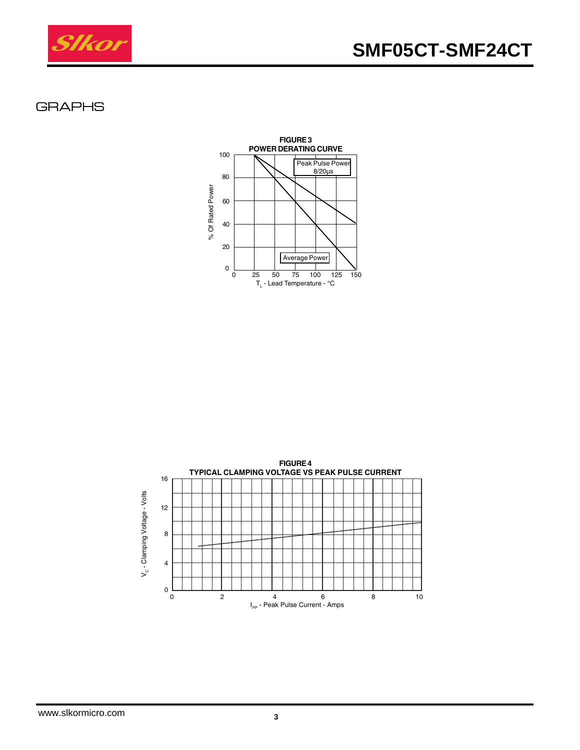## GRAPHS

**FIGURE 3**
**POWER DERATING CURVE**

Peak Pulse Power
8/20µs

Average Power

% Of Rated Power

100
80
60
40
20
0

0 25 50 75 100 125 150

$T_L$ - Lead Temperature - °C

**FIGURE 4**
**TYPICAL CLAMPING VOLTAGE VS PEAK PULSE CURRENT**

$V_C$ - Clamping Voltage - Volts

16
12
8
4
0

0 2 4 6 8 10

$I_{PP}$ - Peak Pulse Current - Amps